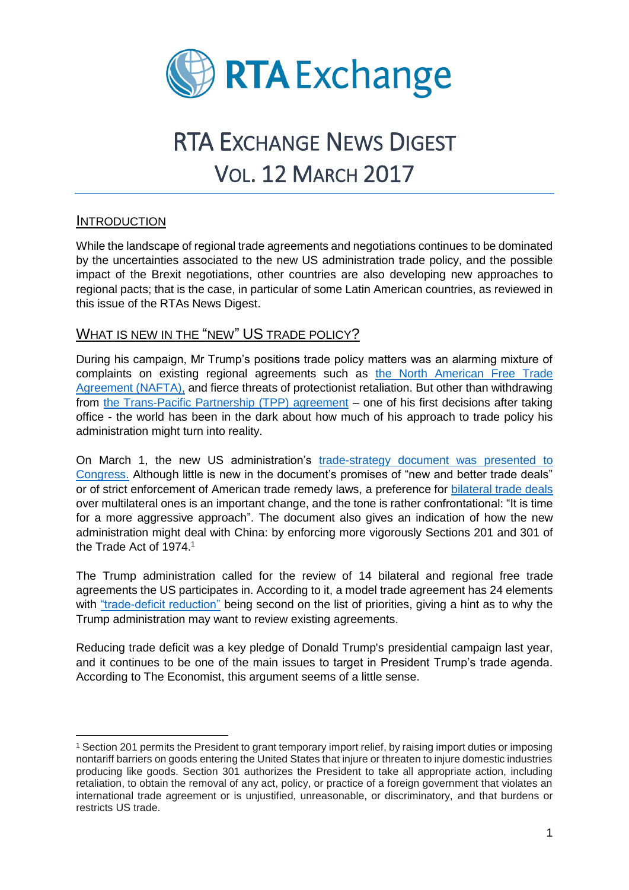# RTA Exchange News Digest
# Vol. 12 March 2017

## Introduction

While the landscape of regional trade agreements and negotiations continues to be dominated by the uncertainties associated to the new US administration trade policy, and the possible impact of the Brexit negotiations, other countries are also developing new approaches to regional pacts; that is the case, in particular of some Latin American countries, as reviewed in this issue of the RTAs News Digest.

## What is new in the "new" US trade policy?

During his campaign, Mr Trump's positions trade policy matters was an alarming mixture of complaints on existing regional agreements such as the North American Free Trade Agreement (NAFTA), and fierce threats of protectionist retaliation. But other than withdrawing from the Trans-Pacific Partnership (TPP) agreement – one of his first decisions after taking office - the world has been in the dark about how much of his approach to trade policy his administration might turn into reality.

On March 1, the new US administration's trade-strategy document was presented to Congress. Although little is new in the document's promises of "new and better trade deals" or of strict enforcement of American trade remedy laws, a preference for bilateral trade deals over multilateral ones is an important change, and the tone is rather confrontational: "It is time for a more aggressive approach". The document also gives an indication of how the new administration might deal with China: by enforcing more vigorously Sections 201 and 301 of the Trade Act of 1974.[1]

The Trump administration called for the review of 14 bilateral and regional free trade agreements the US participates in. According to it, a model trade agreement has 24 elements with "trade-deficit reduction" being second on the list of priorities, giving a hint as to why the Trump administration may want to review existing agreements.

Reducing trade deficit was a key pledge of Donald Trump's presidential campaign last year, and it continues to be one of the main issues to target in President Trump's trade agenda. According to The Economist, this argument seems of a little sense.

---

[1] Section 201 permits the President to grant temporary import relief, by raising import duties or imposing nontariff barriers on goods entering the United States that injure or threaten to injure domestic industries producing like goods. Section 301 authorizes the President to take all appropriate action, including retaliation, to obtain the removal of any act, policy, or practice of a foreign government that violates an international trade agreement or is unjustified, unreasonable, or discriminatory, and that burdens or restricts US trade.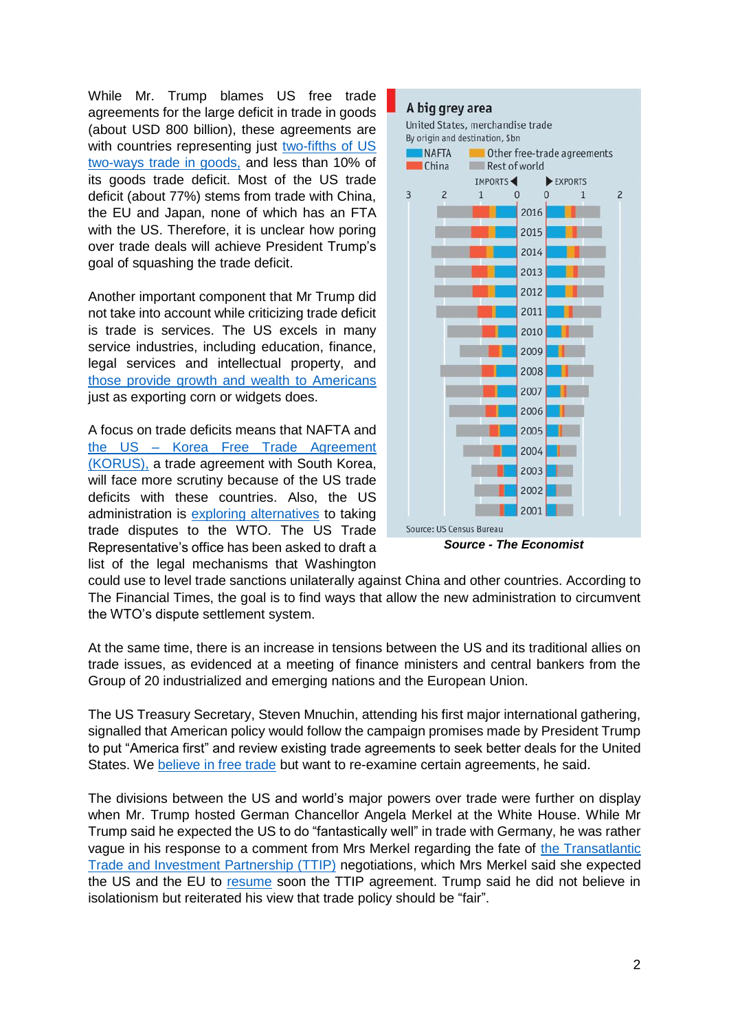While Mr. Trump blames US free trade agreements for the large deficit in trade in goods (about USD 800 billion), these agreements are with countries representing just two-fifths of US two-ways trade in goods, and less than 10% of its goods trade deficit. Most of the US trade deficit (about 77%) stems from trade with China, the EU and Japan, none of which has an FTA with the US. Therefore, it is unclear how poring over trade deals will achieve President Trump's goal of squashing the trade deficit.

Another important component that Mr Trump did not take into account while criticizing trade deficit is trade is services. The US excels in many service industries, including education, finance, legal services and intellectual property, and those provide growth and wealth to Americans just as exporting corn or widgets does.

A focus on trade deficits means that NAFTA and the US – Korea Free Trade Agreement (KORUS), a trade agreement with South Korea, will face more scrutiny because of the US trade deficits with these countries. Also, the US administration is exploring alternatives to taking trade disputes to the WTO. The US Trade Representative's office has been asked to draft a list of the legal mechanisms that Washington could use to level trade sanctions unilaterally against China and other countries. According to The Financial Times, the goal is to find ways that allow the new administration to circumvent the WTO's dispute settlement system.

**A big grey area**

United States, merchandise trade
By origin and destination, $bn

Legend: NAFTA; China; Other free-trade agreements; Rest of world

IMPORTS ◀ ▶ EXPORTS

Years: 2016, 2015, 2014, 2013, 2012, 2011, 2010, 2009, 2008, 2007, 2006, 2005, 2004, 2003, 2002, 2001

Source: US Census Bureau

***Source - The Economist***

At the same time, there is an increase in tensions between the US and its traditional allies on trade issues, as evidenced at a meeting of finance ministers and central bankers from the Group of 20 industrialized and emerging nations and the European Union.

The US Treasury Secretary, Steven Mnuchin, attending his first major international gathering, signalled that American policy would follow the campaign promises made by President Trump to put "America first" and review existing trade agreements to seek better deals for the United States. We believe in free trade but want to re-examine certain agreements, he said.

The divisions between the US and world's major powers over trade were further on display when Mr. Trump hosted German Chancellor Angela Merkel at the White House. While Mr Trump said he expected the US to do "fantastically well" in trade with Germany, he was rather vague in his response to a comment from Mrs Merkel regarding the fate of the Transatlantic Trade and Investment Partnership (TTIP) negotiations, which Mrs Merkel said she expected the US and the EU to resume soon the TTIP agreement. Trump said he did not believe in isolationism but reiterated his view that trade policy should be "fair".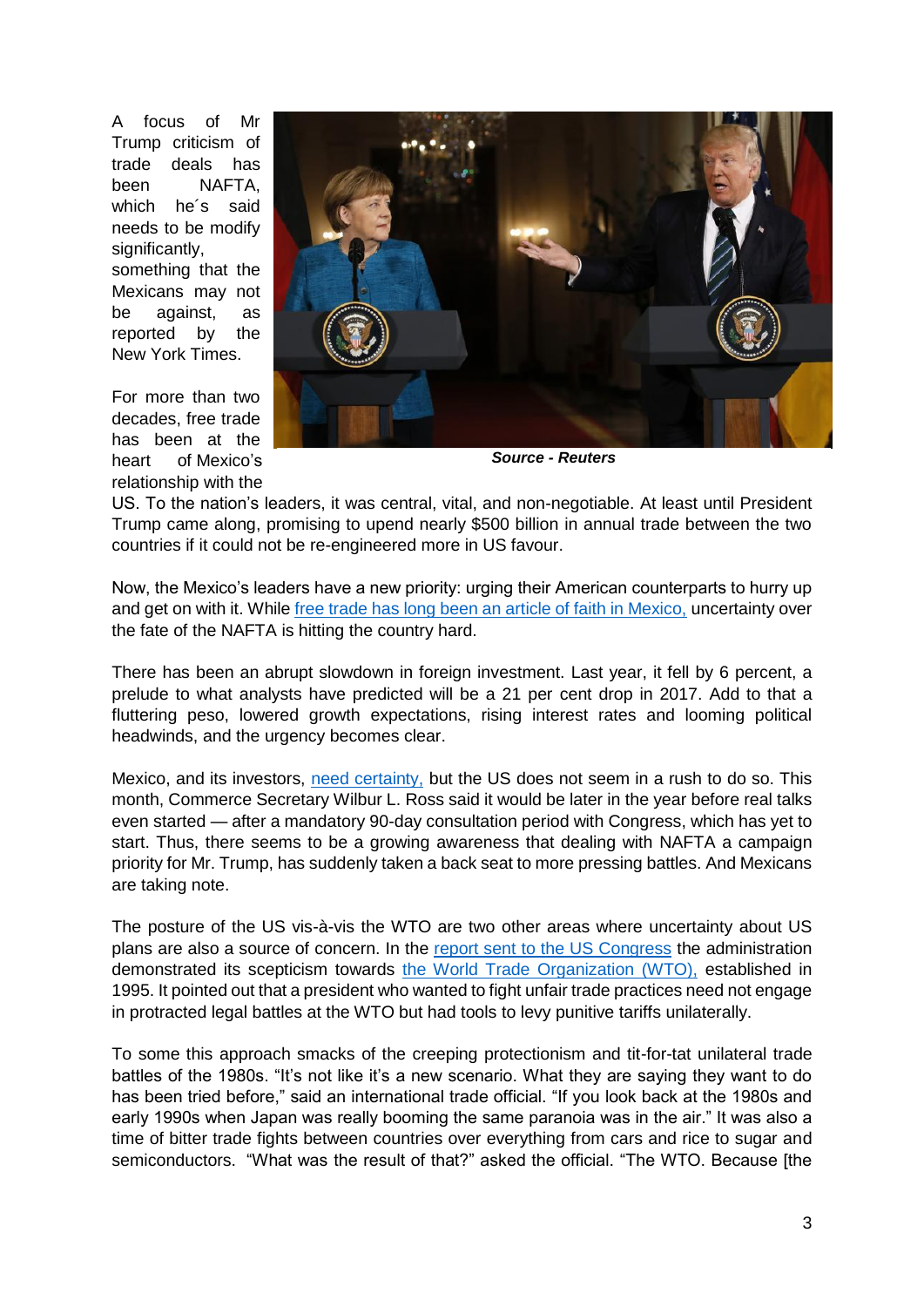A focus of Mr Trump criticism of trade deals has been NAFTA, which he´s said needs to be modify significantly, something that the Mexicans may not be against, as reported by the New York Times.

***Source - Reuters***

For more than two decades, free trade has been at the heart of Mexico's relationship with the US. To the nation's leaders, it was central, vital, and non-negotiable. At least until President Trump came along, promising to upend nearly $500 billion in annual trade between the two countries if it could not be re-engineered more in US favour.

Now, the Mexico's leaders have a new priority: urging their American counterparts to hurry up and get on with it. While free trade has long been an article of faith in Mexico, uncertainty over the fate of the NAFTA is hitting the country hard.

There has been an abrupt slowdown in foreign investment. Last year, it fell by 6 percent, a prelude to what analysts have predicted will be a 21 per cent drop in 2017. Add to that a fluttering peso, lowered growth expectations, rising interest rates and looming political headwinds, and the urgency becomes clear.

Mexico, and its investors, need certainty, but the US does not seem in a rush to do so. This month, Commerce Secretary Wilbur L. Ross said it would be later in the year before real talks even started — after a mandatory 90-day consultation period with Congress, which has yet to start. Thus, there seems to be a growing awareness that dealing with NAFTA a campaign priority for Mr. Trump, has suddenly taken a back seat to more pressing battles. And Mexicans are taking note.

The posture of the US vis-à-vis the WTO are two other areas where uncertainty about US plans are also a source of concern. In the report sent to the US Congress the administration demonstrated its scepticism towards the World Trade Organization (WTO), established in 1995. It pointed out that a president who wanted to fight unfair trade practices need not engage in protracted legal battles at the WTO but had tools to levy punitive tariffs unilaterally.

To some this approach smacks of the creeping protectionism and tit-for-tat unilateral trade battles of the 1980s. "It's not like it's a new scenario. What they are saying they want to do has been tried before," said an international trade official. "If you look back at the 1980s and early 1990s when Japan was really booming the same paranoia was in the air." It was also a time of bitter trade fights between countries over everything from cars and rice to sugar and semiconductors. "What was the result of that?" asked the official. "The WTO. Because [the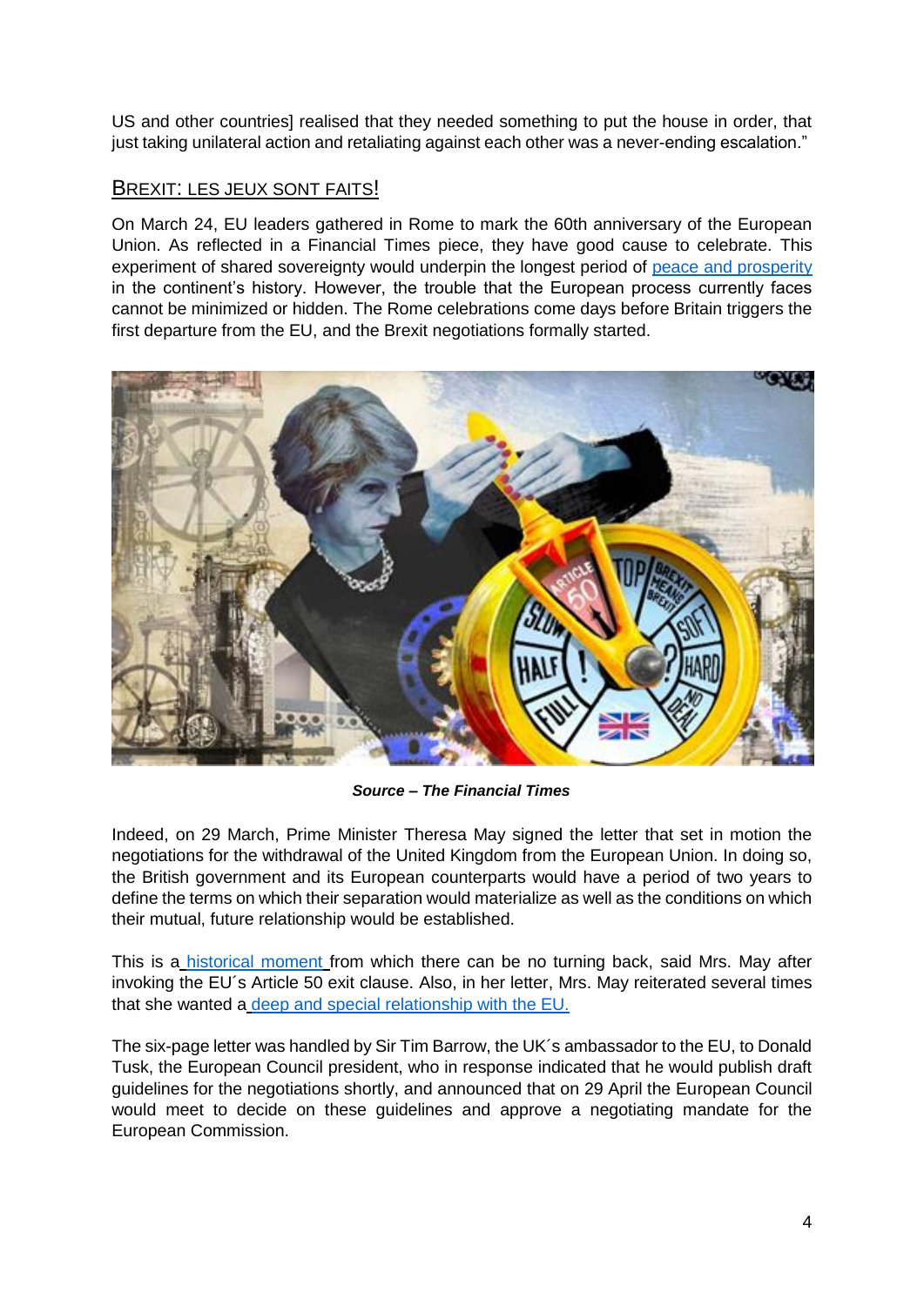US and other countries] realised that they needed something to put the house in order, that just taking unilateral action and retaliating against each other was a never-ending escalation."

## Brexit: Les jeux sont faits!

On March 24, EU leaders gathered in Rome to mark the 60th anniversary of the European Union. As reflected in a Financial Times piece, they have good cause to celebrate. This experiment of shared sovereignty would underpin the longest period of peace and prosperity in the continent's history. However, the trouble that the European process currently faces cannot be minimized or hidden. The Rome celebrations come days before Britain triggers the first departure from the EU, and the Brexit negotiations formally started.

***Source – The Financial Times***

Indeed, on 29 March, Prime Minister Theresa May signed the letter that set in motion the negotiations for the withdrawal of the United Kingdom from the European Union. In doing so, the British government and its European counterparts would have a period of two years to define the terms on which their separation would materialize as well as the conditions on which their mutual, future relationship would be established.

This is a historical moment from which there can be no turning back, said Mrs. May after invoking the EU´s Article 50 exit clause. Also, in her letter, Mrs. May reiterated several times that she wanted a deep and special relationship with the EU.

The six-page letter was handled by Sir Tim Barrow, the UK´s ambassador to the EU, to Donald Tusk, the European Council president, who in response indicated that he would publish draft guidelines for the negotiations shortly, and announced that on 29 April the European Council would meet to decide on these guidelines and approve a negotiating mandate for the European Commission.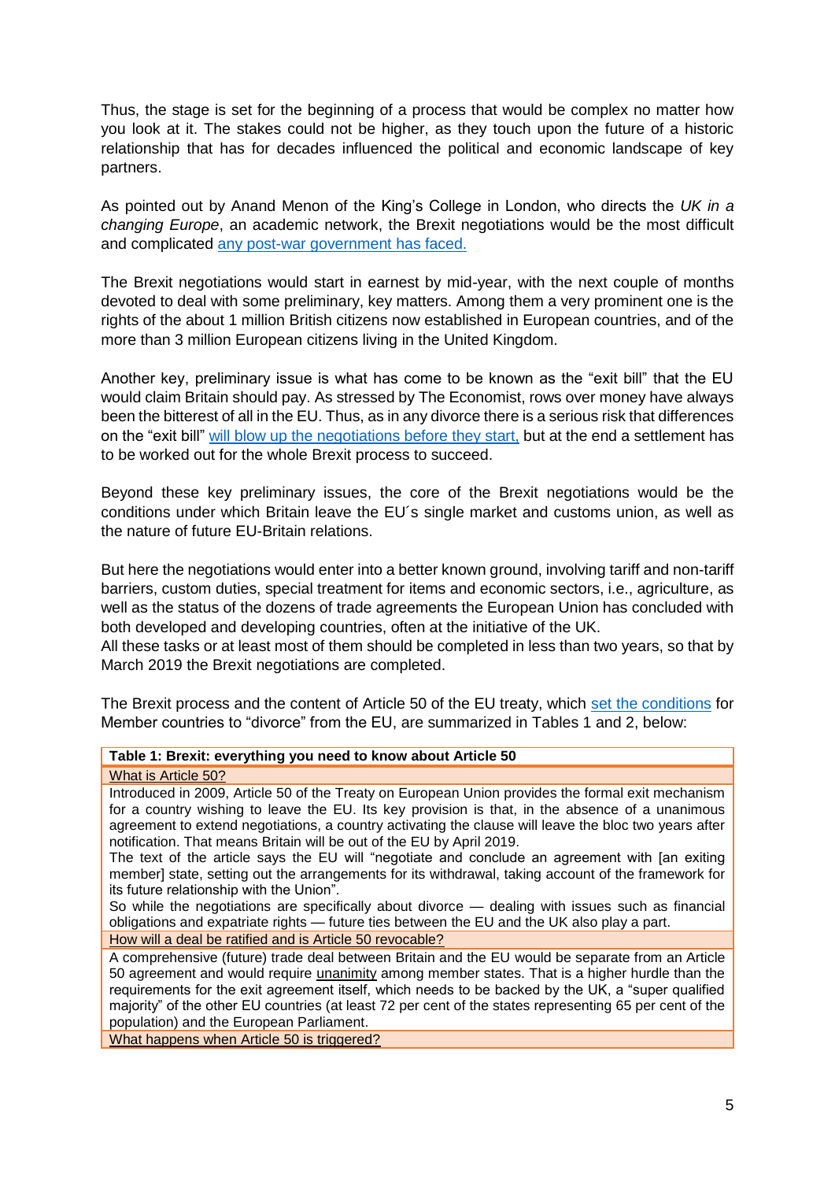Thus, the stage is set for the beginning of a process that would be complex no matter how you look at it. The stakes could not be higher, as they touch upon the future of a historic relationship that has for decades influenced the political and economic landscape of key partners.

As pointed out by Anand Menon of the King's College in London, who directs the *UK in a changing Europe*, an academic network, the Brexit negotiations would be the most difficult and complicated any post-war government has faced.

The Brexit negotiations would start in earnest by mid-year, with the next couple of months devoted to deal with some preliminary, key matters. Among them a very prominent one is the rights of the about 1 million British citizens now established in European countries, and of the more than 3 million European citizens living in the United Kingdom.

Another key, preliminary issue is what has come to be known as the "exit bill" that the EU would claim Britain should pay. As stressed by The Economist, rows over money have always been the bitterest of all in the EU. Thus, as in any divorce there is a serious risk that differences on the "exit bill" will blow up the negotiations before they start, but at the end a settlement has to be worked out for the whole Brexit process to succeed.

Beyond these key preliminary issues, the core of the Brexit negotiations would be the conditions under which Britain leave the EU´s single market and customs union, as well as the nature of future EU-Britain relations.

But here the negotiations would enter into a better known ground, involving tariff and non-tariff barriers, custom duties, special treatment for items and economic sectors, i.e., agriculture, as well as the status of the dozens of trade agreements the European Union has concluded with both developed and developing countries, often at the initiative of the UK.
All these tasks or at least most of them should be completed in less than two years, so that by March 2019 the Brexit negotiations are completed.

The Brexit process and the content of Article 50 of the EU treaty, which set the conditions for Member countries to "divorce" from the EU, are summarized in Tables 1 and 2, below:

| **Table 1: Brexit: everything you need to know about Article 50** |
|---|
| What is Article 50? |
| Introduced in 2009, Article 50 of the Treaty on European Union provides the formal exit mechanism for a country wishing to leave the EU. Its key provision is that, in the absence of a unanimous agreement to extend negotiations, a country activating the clause will leave the bloc two years after notification. That means Britain will be out of the EU by April 2019.<br>The text of the article says the EU will "negotiate and conclude an agreement with [an exiting member] state, setting out the arrangements for its withdrawal, taking account of the framework for its future relationship with the Union".<br>So while the negotiations are specifically about divorce — dealing with issues such as financial obligations and expatriate rights — future ties between the EU and the UK also play a part. |
| How will a deal be ratified and is Article 50 revocable? |
| A comprehensive (future) trade deal between Britain and the EU would be separate from an Article 50 agreement and would require unanimity among member states. That is a higher hurdle than the requirements for the exit agreement itself, which needs to be backed by the UK, a "super qualified majority" of the other EU countries (at least 72 per cent of the states representing 65 per cent of the population) and the European Parliament. |
| What happens when Article 50 is triggered? |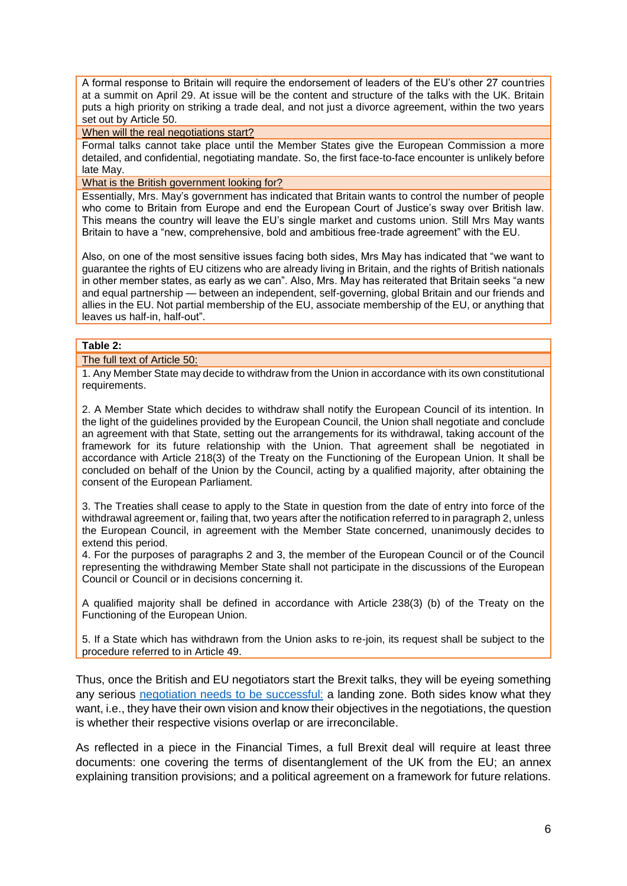A formal response to Britain will require the endorsement of leaders of the EU's other 27 countries at a summit on April 29. At issue will be the content and structure of the talks with the UK. Britain puts a high priority on striking a trade deal, and not just a divorce agreement, within the two years set out by Article 50.

When will the real negotiations start?

Formal talks cannot take place until the Member States give the European Commission a more detailed, and confidential, negotiating mandate. So, the first face-to-face encounter is unlikely before late May.

What is the British government looking for?

Essentially, Mrs. May's government has indicated that Britain wants to control the number of people who come to Britain from Europe and end the European Court of Justice's sway over British law. This means the country will leave the EU's single market and customs union. Still Mrs May wants Britain to have a "new, comprehensive, bold and ambitious free-trade agreement" with the EU.

Also, on one of the most sensitive issues facing both sides, Mrs May has indicated that "we want to guarantee the rights of EU citizens who are already living in Britain, and the rights of British nationals in other member states, as early as we can". Also, Mrs. May has reiterated that Britain seeks "a new and equal partnership — between an independent, self-governing, global Britain and our friends and allies in the EU. Not partial membership of the EU, associate membership of the EU, or anything that leaves us half-in, half-out".

**Table 2:**

The full text of Article 50:

1. Any Member State may decide to withdraw from the Union in accordance with its own constitutional requirements.

2. A Member State which decides to withdraw shall notify the European Council of its intention. In the light of the guidelines provided by the European Council, the Union shall negotiate and conclude an agreement with that State, setting out the arrangements for its withdrawal, taking account of the framework for its future relationship with the Union. That agreement shall be negotiated in accordance with Article 218(3) of the Treaty on the Functioning of the European Union. It shall be concluded on behalf of the Union by the Council, acting by a qualified majority, after obtaining the consent of the European Parliament.

3. The Treaties shall cease to apply to the State in question from the date of entry into force of the withdrawal agreement or, failing that, two years after the notification referred to in paragraph 2, unless the European Council, in agreement with the Member State concerned, unanimously decides to extend this period.

4. For the purposes of paragraphs 2 and 3, the member of the European Council or of the Council representing the withdrawing Member State shall not participate in the discussions of the European Council or Council or in decisions concerning it.

A qualified majority shall be defined in accordance with Article 238(3) (b) of the Treaty on the Functioning of the European Union.

5. If a State which has withdrawn from the Union asks to re-join, its request shall be subject to the procedure referred to in Article 49.

Thus, once the British and EU negotiators start the Brexit talks, they will be eyeing something any serious negotiation needs to be successful: a landing zone. Both sides know what they want, i.e., they have their own vision and know their objectives in the negotiations, the question is whether their respective visions overlap or are irreconcilable.

As reflected in a piece in the Financial Times, a full Brexit deal will require at least three documents: one covering the terms of disentanglement of the UK from the EU; an annex explaining transition provisions; and a political agreement on a framework for future relations.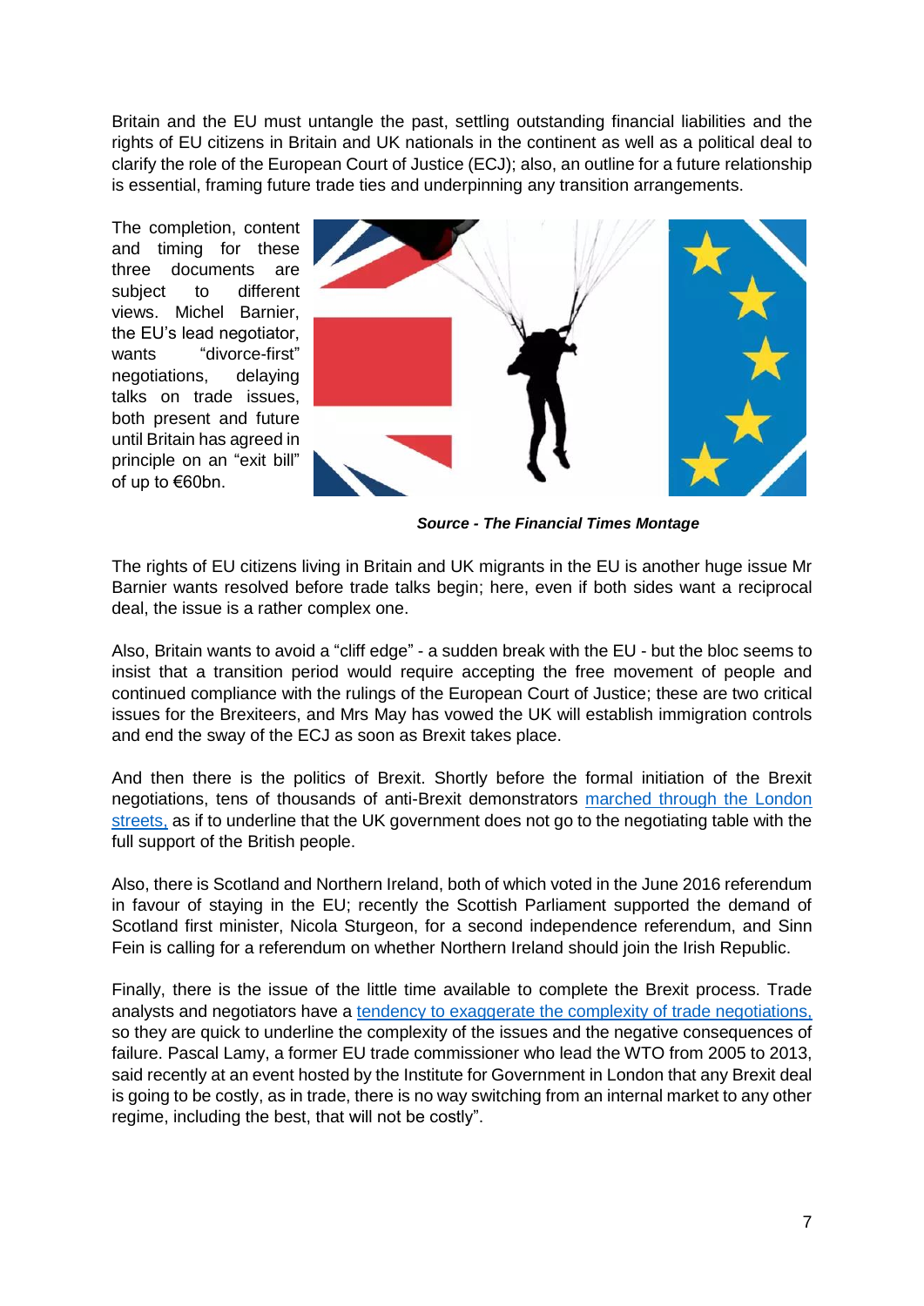Britain and the EU must untangle the past, settling outstanding financial liabilities and the rights of EU citizens in Britain and UK nationals in the continent as well as a political deal to clarify the role of the European Court of Justice (ECJ); also, an outline for a future relationship is essential, framing future trade ties and underpinning any transition arrangements.

The completion, content and timing for these three documents are subject to different views. Michel Barnier, the EU's lead negotiator, wants "divorce-first" negotiations, delaying talks on trade issues, both present and future until Britain has agreed in principle on an "exit bill" of up to €60bn.

***Source - The Financial Times Montage***

The rights of EU citizens living in Britain and UK migrants in the EU is another huge issue Mr Barnier wants resolved before trade talks begin; here, even if both sides want a reciprocal deal, the issue is a rather complex one.

Also, Britain wants to avoid a "cliff edge" - a sudden break with the EU - but the bloc seems to insist that a transition period would require accepting the free movement of people and continued compliance with the rulings of the European Court of Justice; these are two critical issues for the Brexiteers, and Mrs May has vowed the UK will establish immigration controls and end the sway of the ECJ as soon as Brexit takes place.

And then there is the politics of Brexit. Shortly before the formal initiation of the Brexit negotiations, tens of thousands of anti-Brexit demonstrators marched through the London streets, as if to underline that the UK government does not go to the negotiating table with the full support of the British people.

Also, there is Scotland and Northern Ireland, both of which voted in the June 2016 referendum in favour of staying in the EU; recently the Scottish Parliament supported the demand of Scotland first minister, Nicola Sturgeon, for a second independence referendum, and Sinn Fein is calling for a referendum on whether Northern Ireland should join the Irish Republic.

Finally, there is the issue of the little time available to complete the Brexit process. Trade analysts and negotiators have a tendency to exaggerate the complexity of trade negotiations, so they are quick to underline the complexity of the issues and the negative consequences of failure. Pascal Lamy, a former EU trade commissioner who lead the WTO from 2005 to 2013, said recently at an event hosted by the Institute for Government in London that any Brexit deal is going to be costly, as in trade, there is no way switching from an internal market to any other regime, including the best, that will not be costly".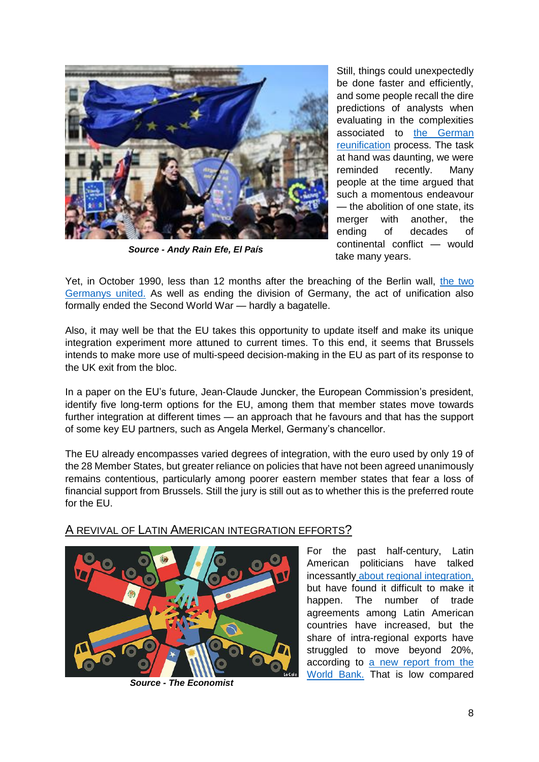Still, things could unexpectedly be done faster and efficiently, and some people recall the dire predictions of analysts when evaluating in the complexities associated to the German reunification process. The task at hand was daunting, we were reminded recently. Many people at the time argued that such a momentous endeavour — the abolition of one state, its merger with another, the ending of decades of continental conflict — would take many years.

***Source - Andy Rain Efe, El País***

Yet, in October 1990, less than 12 months after the breaching of the Berlin wall, the two Germanys united. As well as ending the division of Germany, the act of unification also formally ended the Second World War — hardly a bagatelle.

Also, it may well be that the EU takes this opportunity to update itself and make its unique integration experiment more attuned to current times. To this end, it seems that Brussels intends to make more use of multi-speed decision-making in the EU as part of its response to the UK exit from the bloc.

In a paper on the EU's future, Jean-Claude Juncker, the European Commission's president, identify five long-term options for the EU, among them that member states move towards further integration at different times — an approach that he favours and that has the support of some key EU partners, such as Angela Merkel, Germany's chancellor.

The EU already encompasses varied degrees of integration, with the euro used by only 19 of the 28 Member States, but greater reliance on policies that have not been agreed unanimously remains contentious, particularly among poorer eastern member states that fear a loss of financial support from Brussels. Still the jury is still out as to whether this is the preferred route for the EU.

## A REVIVAL OF LATIN AMERICAN INTEGRATION EFFORTS?

***Source - The Economist***

For the past half-century, Latin American politicians have talked incessantly about regional integration, but have found it difficult to make it happen. The number of trade agreements among Latin American countries have increased, but the share of intra-regional exports have struggled to move beyond 20%, according to a new report from the World Bank. That is low compared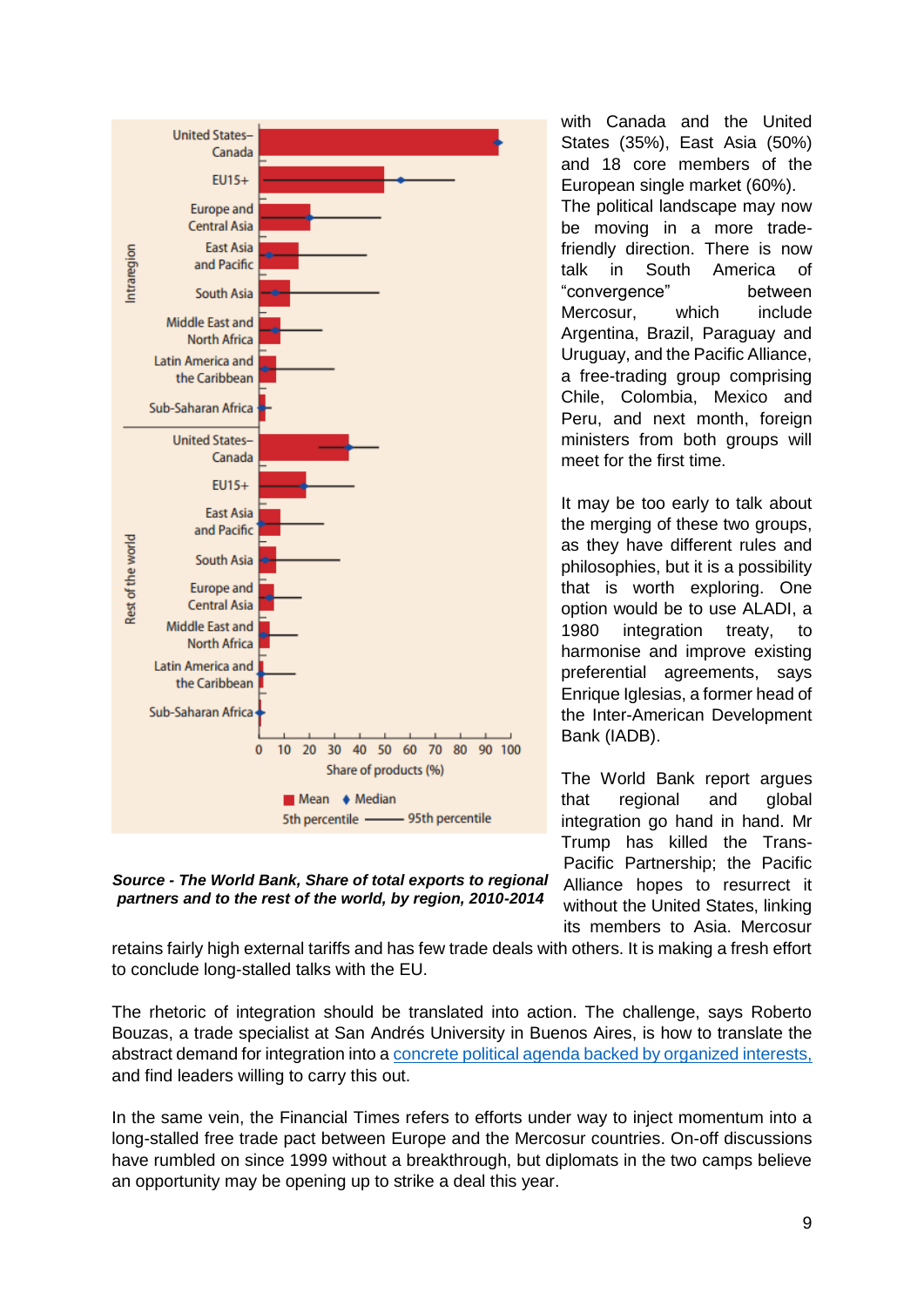United States–Canada

EU15+

Europe and Central Asia

East Asia and Pacific

South Asia

Middle East and North Africa

Latin America and the Caribbean

Sub-Saharan Africa

Intraregion

United States–Canada

EU15+

East Asia and Pacific

South Asia

Europe and Central Asia

Middle East and North Africa

Latin America and the Caribbean

Sub-Saharan Africa

Rest of the world

0 10 20 30 40 50 60 70 80 90 100

Share of products (%)

Mean ♦ Median

5th percentile —— 95th percentile

***Source - The World Bank, Share of total exports to regional partners and to the rest of the world, by region, 2010-2014***

with Canada and the United States (35%), East Asia (50%) and 18 core members of the European single market (60%). The political landscape may now be moving in a more trade-friendly direction. There is now talk in South America of "convergence" between Mercosur, which include Argentina, Brazil, Paraguay and Uruguay, and the Pacific Alliance, a free-trading group comprising Chile, Colombia, Mexico and Peru, and next month, foreign ministers from both groups will meet for the first time.

It may be too early to talk about the merging of these two groups, as they have different rules and philosophies, but it is a possibility that is worth exploring. One option would be to use ALADI, a 1980 integration treaty, to harmonise and improve existing preferential agreements, says Enrique Iglesias, a former head of the Inter-American Development Bank (IADB).

The World Bank report argues that regional and global integration go hand in hand. Mr Trump has killed the Trans-Pacific Partnership; the Pacific Alliance hopes to resurrect it without the United States, linking its members to Asia. Mercosur retains fairly high external tariffs and has few trade deals with others. It is making a fresh effort to conclude long-stalled talks with the EU.

The rhetoric of integration should be translated into action. The challenge, says Roberto Bouzas, a trade specialist at San Andrés University in Buenos Aires, is how to translate the abstract demand for integration into a concrete political agenda backed by organized interests, and find leaders willing to carry this out.

In the same vein, the Financial Times refers to efforts under way to inject momentum into a long-stalled free trade pact between Europe and the Mercosur countries. On-off discussions have rumbled on since 1999 without a breakthrough, but diplomats in the two camps believe an opportunity may be opening up to strike a deal this year.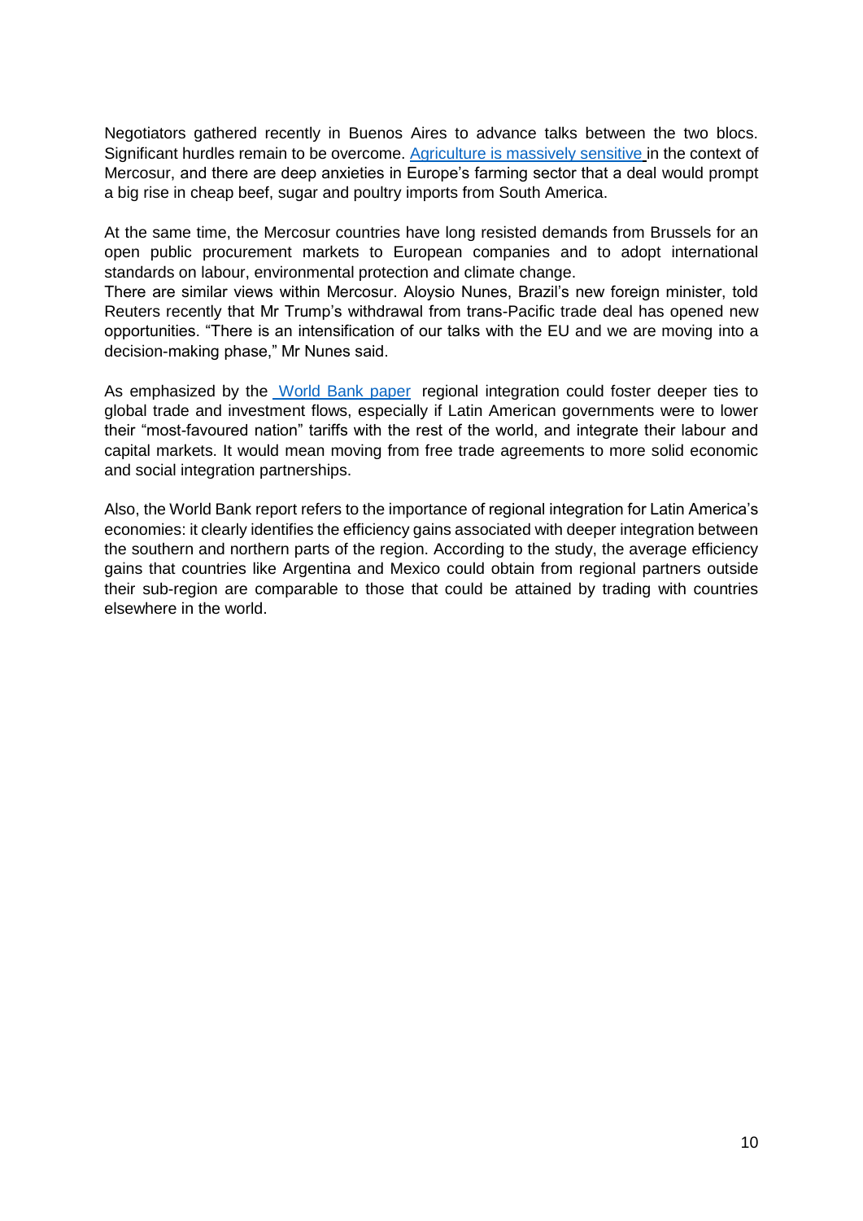Negotiators gathered recently in Buenos Aires to advance talks between the two blocs. Significant hurdles remain to be overcome. Agriculture is massively sensitive in the context of Mercosur, and there are deep anxieties in Europe's farming sector that a deal would prompt a big rise in cheap beef, sugar and poultry imports from South America.

At the same time, the Mercosur countries have long resisted demands from Brussels for an open public procurement markets to European companies and to adopt international standards on labour, environmental protection and climate change.
There are similar views within Mercosur. Aloysio Nunes, Brazil's new foreign minister, told Reuters recently that Mr Trump's withdrawal from trans-Pacific trade deal has opened new opportunities. "There is an intensification of our talks with the EU and we are moving into a decision-making phase," Mr Nunes said.

As emphasized by the World Bank paper regional integration could foster deeper ties to global trade and investment flows, especially if Latin American governments were to lower their "most-favoured nation" tariffs with the rest of the world, and integrate their labour and capital markets. It would mean moving from free trade agreements to more solid economic and social integration partnerships.

Also, the World Bank report refers to the importance of regional integration for Latin America's economies: it clearly identifies the efficiency gains associated with deeper integration between the southern and northern parts of the region. According to the study, the average efficiency gains that countries like Argentina and Mexico could obtain from regional partners outside their sub-region are comparable to those that could be attained by trading with countries elsewhere in the world.